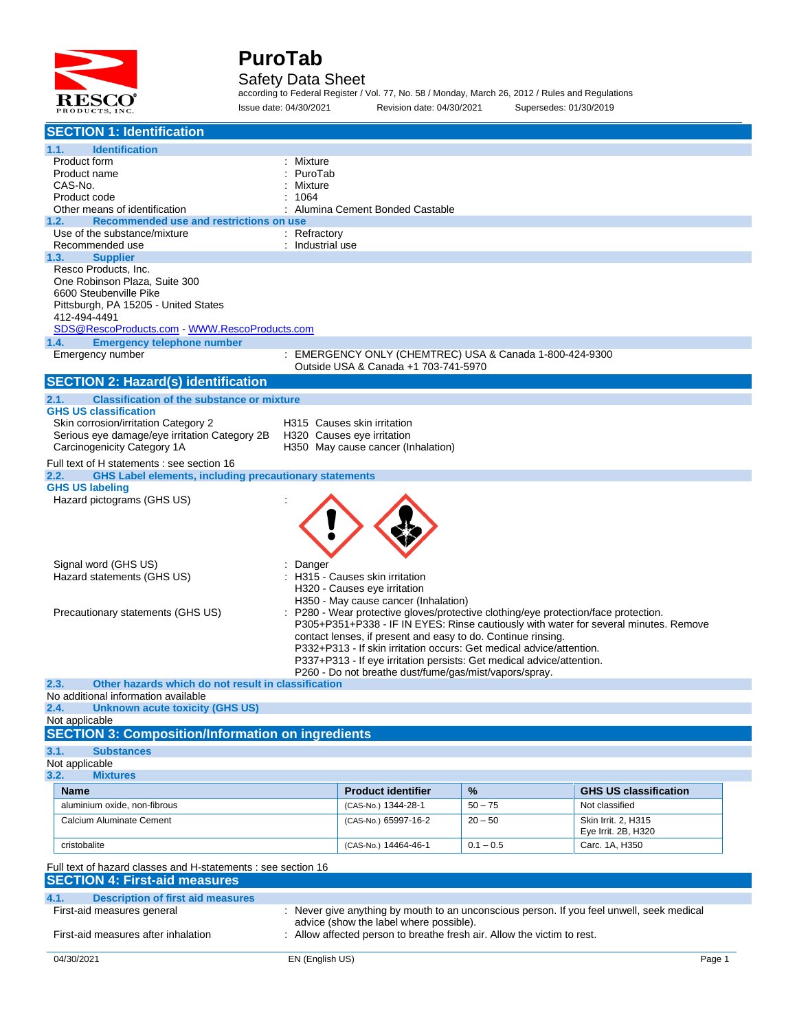# PuroTab

## Safety Data Sheet

according to Federal Register / Vol. 77, No. 58 / Monday, March 26, 2012 / Rules and Regulations

Issue date: 04/30/2021 Revision date: 04/30/2021 Supersedes: 01/30/2019

## SECTION 1: Identification

### 1.1. Identification

| | |
|---|---|
| Product form | : Mixture |
| Product name | : PuroTab |
| CAS-No. | : Mixture |
| Product code | : 1064 |
| Other means of identification | : Alumina Cement Bonded Castable |

### 1.2. Recommended use and restrictions on use

| | |
|---|---|
| Use of the substance/mixture | : Refractory |
| Recommended use | : Industrial use |

### 1.3. Supplier

Resco Products, Inc.
One Robinson Plaza, Suite 300
6600 Steubenville Pike
Pittsburgh, PA 15205 - United States
412-494-4491
SDS@RescoProducts.com - WWW.RescoProducts.com

### 1.4. Emergency telephone number

Emergency number : EMERGENCY ONLY (CHEMTREC) USA & Canada 1-800-424-9300
Outside USA & Canada +1 703-741-5970

## SECTION 2: Hazard(s) identification

### 2.1. Classification of the substance or mixture

**GHS US classification**

| | |
|---|---|
| Skin corrosion/irritation Category 2 | H315 Causes skin irritation |
| Serious eye damage/eye irritation Category 2B | H320 Causes eye irritation |
| Carcinogenicity Category 1A | H350 May cause cancer (Inhalation) |

Full text of H statements : see section 16

### 2.2. GHS Label elements, including precautionary statements

**GHS US labeling**

Hazard pictograms (GHS US) :

Signal word (GHS US) : Danger

Hazard statements (GHS US) :
H315 - Causes skin irritation
H320 - Causes eye irritation
H350 - May cause cancer (Inhalation)

Precautionary statements (GHS US) :
P280 - Wear protective gloves/protective clothing/eye protection/face protection.
P305+P351+P338 - IF IN EYES: Rinse cautiously with water for several minutes. Remove contact lenses, if present and easy to do. Continue rinsing.
P332+P313 - If skin irritation occurs: Get medical advice/attention.
P337+P313 - If eye irritation persists: Get medical advice/attention.
P260 - Do not breathe dust/fume/gas/mist/vapors/spray.

### 2.3. Other hazards which do not result in classification

No additional information available

### 2.4. Unknown acute toxicity (GHS US)

Not applicable

## SECTION 3: Composition/Information on ingredients

### 3.1. Substances

Not applicable

### 3.2. Mixtures

| Name | Product identifier | % | GHS US classification |
|---|---|---|---|
| aluminium oxide, non-fibrous | (CAS-No.) 1344-28-1 | 50 – 75 | Not classified |
| Calcium Aluminate Cement | (CAS-No.) 65997-16-2 | 20 – 50 | Skin Irrit. 2, H315<br>Eye Irrit. 2B, H320 |
| cristobalite | (CAS-No.) 14464-46-1 | 0.1 – 0.5 | Carc. 1A, H350 |

Full text of hazard classes and H-statements : see section 16

## SECTION 4: First-aid measures

### 4.1. Description of first aid measures

| | |
|---|---|
| First-aid measures general | : Never give anything by mouth to an unconscious person. If you feel unwell, seek medical advice (show the label where possible). |
| First-aid measures after inhalation | : Allow affected person to breathe fresh air. Allow the victim to rest. |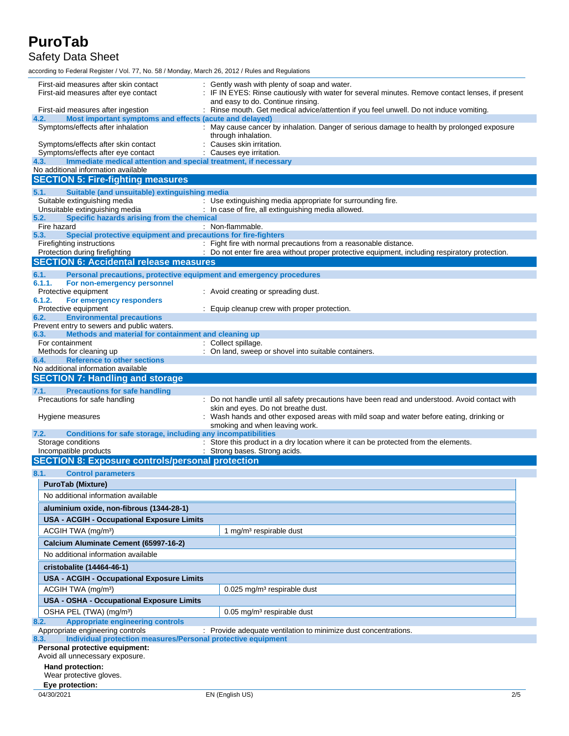First-aid measures after skin contact : Gently wash with plenty of soap and water.

First-aid measures after eye contact : IF IN EYES: Rinse cautiously with water for several minutes. Remove contact lenses, if present and easy to do. Continue rinsing.

First-aid measures after ingestion : Rinse mouth. Get medical advice/attention if you feel unwell. Do not induce vomiting.

### 4.2. Most important symptoms and effects (acute and delayed)

Symptoms/effects after inhalation : May cause cancer by inhalation. Danger of serious damage to health by prolonged exposure through inhalation.

Symptoms/effects after skin contact : Causes skin irritation.

Symptoms/effects after eye contact : Causes eye irritation.

### 4.3. Immediate medical attention and special treatment, if necessary

No additional information available

## SECTION 5: Fire-fighting measures

### 5.1. Suitable (and unsuitable) extinguishing media

Suitable extinguishing media : Use extinguishing media appropriate for surrounding fire.

Unsuitable extinguishing media : In case of fire, all extinguishing media allowed.

### 5.2. Specific hazards arising from the chemical

Fire hazard : Non-flammable.

### 5.3. Special protective equipment and precautions for fire-fighters

Firefighting instructions : Fight fire with normal precautions from a reasonable distance.

Protection during firefighting : Do not enter fire area without proper protective equipment, including respiratory protection.

## SECTION 6: Accidental release measures

### 6.1. Personal precautions, protective equipment and emergency procedures

#### 6.1.1. For non-emergency personnel

Protective equipment : Avoid creating or spreading dust.

#### 6.1.2. For emergency responders

Protective equipment : Equip cleanup crew with proper protection.

### 6.2. Environmental precautions

Prevent entry to sewers and public waters.

### 6.3. Methods and material for containment and cleaning up

For containment : Collect spillage.

Methods for cleaning up : On land, sweep or shovel into suitable containers.

### 6.4. Reference to other sections

No additional information available

## SECTION 7: Handling and storage

### 7.1. Precautions for safe handling

Precautions for safe handling : Do not handle until all safety precautions have been read and understood. Avoid contact with skin and eyes. Do not breathe dust.

Hygiene measures : Wash hands and other exposed areas with mild soap and water before eating, drinking or smoking and when leaving work.

### 7.2. Conditions for safe storage, including any incompatibilities

Storage conditions : Store this product in a dry location where it can be protected from the elements.

Incompatible products : Strong bases. Strong acids.

## SECTION 8: Exposure controls/personal protection

### 8.1. Control parameters

| **PuroTab (Mixture)** | |
|---|---|
| No additional information available | |
| **aluminium oxide, non-fibrous (1344-28-1)** | |
| **USA - ACGIH - Occupational Exposure Limits** | |
| ACGIH TWA (mg/m³) | 1 mg/m³ respirable dust |
| **Calcium Aluminate Cement (65997-16-2)** | |
| No additional information available | |
| **cristobalite (14464-46-1)** | |
| **USA - ACGIH - Occupational Exposure Limits** | |
| ACGIH TWA (mg/m³) | 0.025 mg/m³ respirable dust |
| **USA - OSHA - Occupational Exposure Limits** | |
| OSHA PEL (TWA) (mg/m³) | 0.05 mg/m³ respirable dust |

### 8.2. Appropriate engineering controls

Appropriate engineering controls : Provide adequate ventilation to minimize dust concentrations.

### 8.3. Individual protection measures/Personal protective equipment

**Personal protective equipment:**

Avoid all unnecessary exposure.

**Hand protection:**

Wear protective gloves.

**Eye protection:**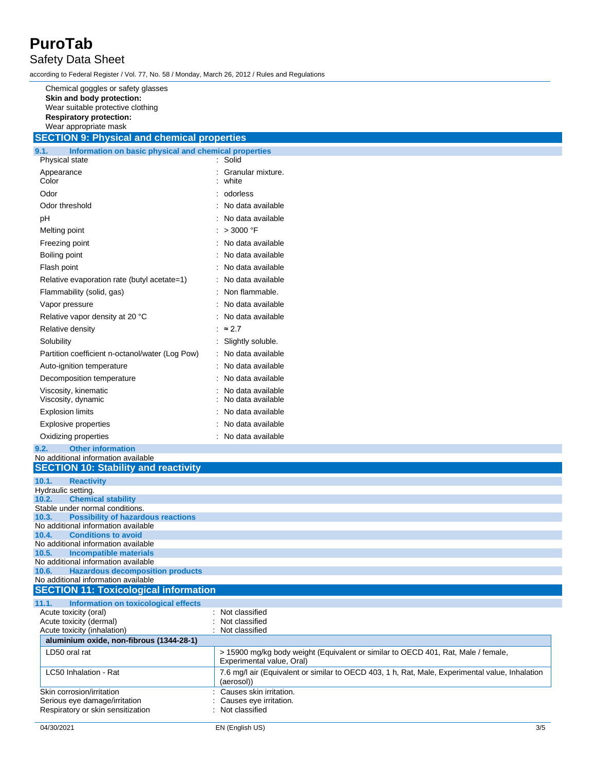Chemical goggles or safety glasses

**Skin and body protection:**

Wear suitable protective clothing

**Respiratory protection:**

Wear appropriate mask

## SECTION 9: Physical and chemical properties

### 9.1. Information on basic physical and chemical properties

| | |
|---|---|
| Physical state | : Solid |
| Appearance | : Granular mixture. |
| Color | : white |
| Odor | : odorless |
| Odor threshold | : No data available |
| pH | : No data available |
| Melting point | : > 3000 °F |
| Freezing point | : No data available |
| Boiling point | : No data available |
| Flash point | : No data available |
| Relative evaporation rate (butyl acetate=1) | : No data available |
| Flammability (solid, gas) | : Non flammable. |
| Vapor pressure | : No data available |
| Relative vapor density at 20 °C | : No data available |
| Relative density | : ≈ 2.7 |
| Solubility | : Slightly soluble. |
| Partition coefficient n-octanol/water (Log Pow) | : No data available |
| Auto-ignition temperature | : No data available |
| Decomposition temperature | : No data available |
| Viscosity, kinematic | : No data available |
| Viscosity, dynamic | : No data available |
| Explosion limits | : No data available |
| Explosive properties | : No data available |
| Oxidizing properties | : No data available |

### 9.2. Other information

No additional information available

## SECTION 10: Stability and reactivity

### 10.1. Reactivity

Hydraulic setting.

### 10.2. Chemical stability

Stable under normal conditions.

### 10.3. Possibility of hazardous reactions

No additional information available

### 10.4. Conditions to avoid

No additional information available

### 10.5. Incompatible materials

No additional information available

### 10.6. Hazardous decomposition products

No additional information available

## SECTION 11: Toxicological information

### 11.1. Information on toxicological effects

| | |
|---|---|
| Acute toxicity (oral) | : Not classified |
| Acute toxicity (dermal) | : Not classified |
| Acute toxicity (inhalation) | : Not classified |

| aluminium oxide, non-fibrous (1344-28-1) | |
|---|---|
| LD50 oral rat | > 15900 mg/kg body weight (Equivalent or similar to OECD 401, Rat, Male / female, Experimental value, Oral) |
| LC50 Inhalation - Rat | 7.6 mg/l air (Equivalent or similar to OECD 403, 1 h, Rat, Male, Experimental value, Inhalation (aerosol)) |

| | |
|---|---|
| Skin corrosion/irritation | : Causes skin irritation. |
| Serious eye damage/irritation | : Causes eye irritation. |
| Respiratory or skin sensitization | : Not classified |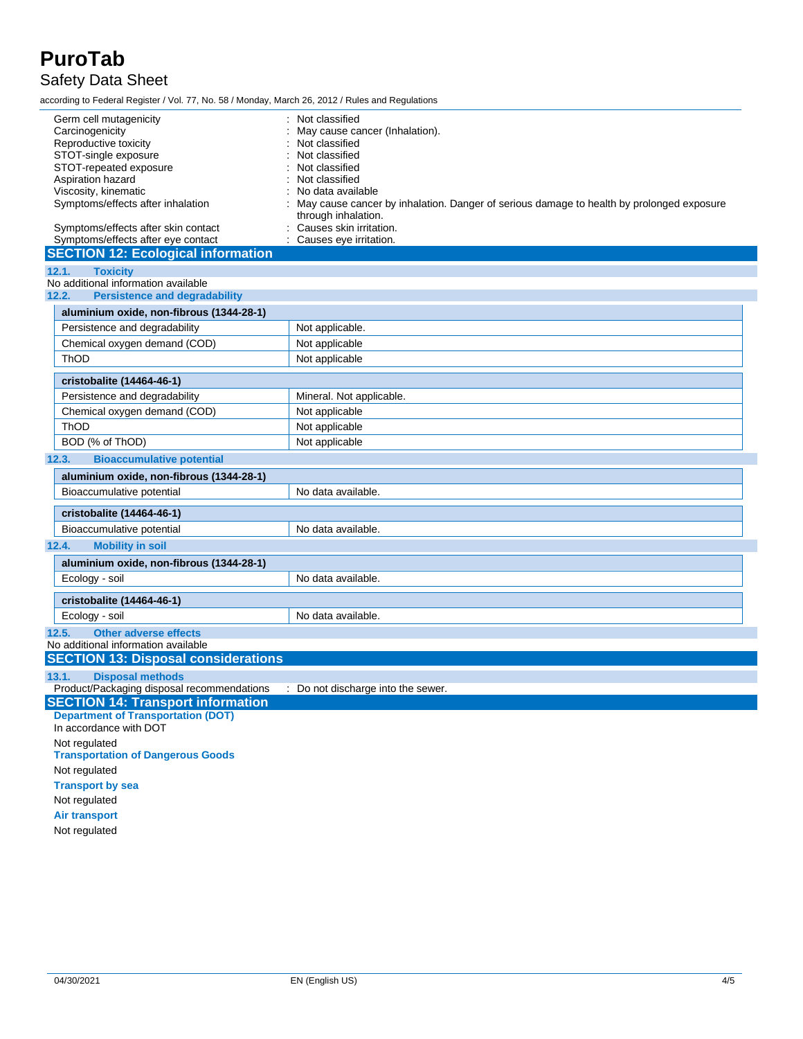| | |
|---|---|
| Germ cell mutagenicity | : Not classified |
| Carcinogenicity | : May cause cancer (Inhalation). |
| Reproductive toxicity | : Not classified |
| STOT-single exposure | : Not classified |
| STOT-repeated exposure | : Not classified |
| Aspiration hazard | : Not classified |
| Viscosity, kinematic | : No data available |
| Symptoms/effects after inhalation | : May cause cancer by inhalation. Danger of serious damage to health by prolonged exposure through inhalation. |
| Symptoms/effects after skin contact | : Causes skin irritation. |
| Symptoms/effects after eye contact | : Causes eye irritation. |

## SECTION 12: Ecological information

### 12.1. Toxicity

No additional information available

### 12.2. Persistence and degradability

| aluminium oxide, non-fibrous (1344-28-1) | |
|---|---|
| Persistence and degradability | Not applicable. |
| Chemical oxygen demand (COD) | Not applicable |
| ThOD | Not applicable |

| cristobalite (14464-46-1) | |
|---|---|
| Persistence and degradability | Mineral. Not applicable. |
| Chemical oxygen demand (COD) | Not applicable |
| ThOD | Not applicable |
| BOD (% of ThOD) | Not applicable |

### 12.3. Bioaccumulative potential

| aluminium oxide, non-fibrous (1344-28-1) | |
|---|---|
| Bioaccumulative potential | No data available. |

| cristobalite (14464-46-1) | |
|---|---|
| Bioaccumulative potential | No data available. |

### 12.4. Mobility in soil

| aluminium oxide, non-fibrous (1344-28-1) | |
|---|---|
| Ecology - soil | No data available. |

| cristobalite (14464-46-1) | |
|---|---|
| Ecology - soil | No data available. |

### 12.5. Other adverse effects

No additional information available

## SECTION 13: Disposal considerations

### 13.1. Disposal methods

Product/Packaging disposal recommendations : Do not discharge into the sewer.

## SECTION 14: Transport information

**Department of Transportation (DOT)**

In accordance with DOT

Not regulated

**Transportation of Dangerous Goods**

Not regulated

**Transport by sea**

Not regulated

**Air transport**

Not regulated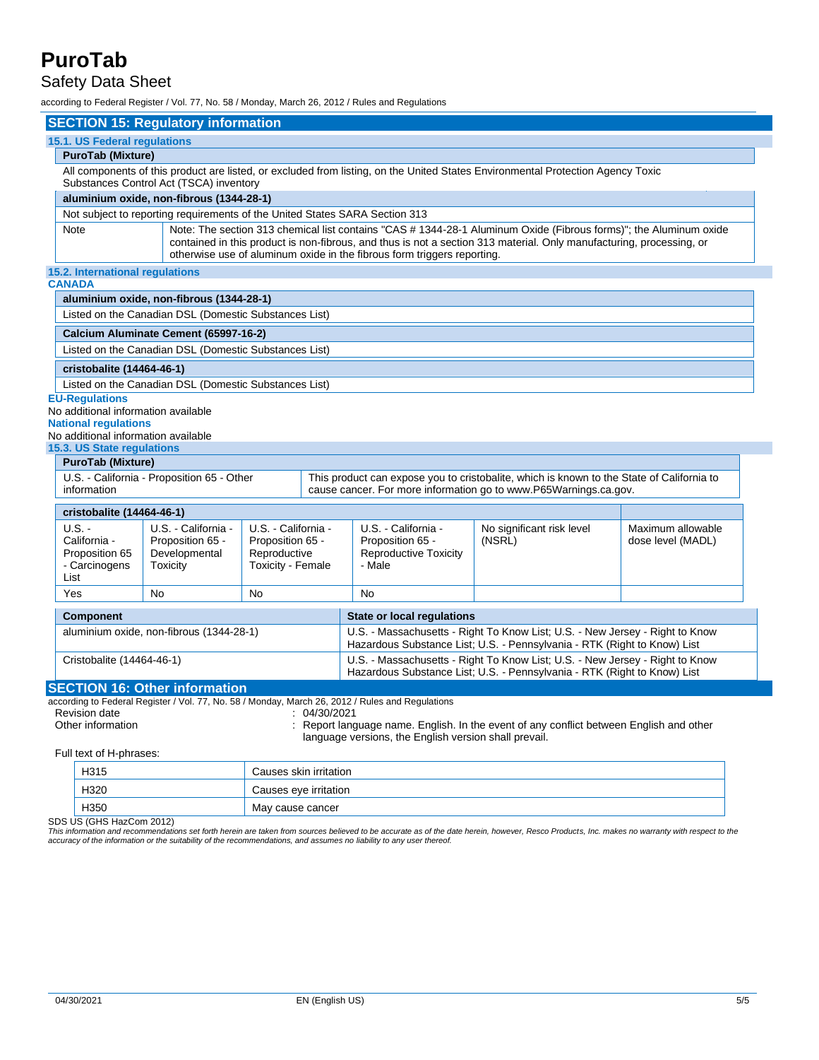# PuroTab

Safety Data Sheet

according to Federal Register / Vol. 77, No. 58 / Monday, March 26, 2012 / Rules and Regulations

## SECTION 15: Regulatory information

### 15.1. US Federal regulations

**PuroTab (Mixture)**

All components of this product are listed, or excluded from listing, on the United States Environmental Protection Agency Toxic Substances Control Act (TSCA) inventory

**aluminium oxide, non-fibrous (1344-28-1)**

Not subject to reporting requirements of the United States SARA Section 313

| | |
|---|---|
| Note | Note: The section 313 chemical list contains "CAS # 1344-28-1 Aluminum Oxide (Fibrous forms)"; the Aluminum oxide contained in this product is non-fibrous, and thus is not a section 313 material. Only manufacturing, processing, or otherwise use of aluminum oxide in the fibrous form triggers reporting. |

### 15.2. International regulations

**CANADA**

**aluminium oxide, non-fibrous (1344-28-1)**

Listed on the Canadian DSL (Domestic Substances List)

**Calcium Aluminate Cement (65997-16-2)**

Listed on the Canadian DSL (Domestic Substances List)

**cristobalite (14464-46-1)**

Listed on the Canadian DSL (Domestic Substances List)

**EU-Regulations**

No additional information available

**National regulations**

No additional information available

### 15.3. US State regulations

**PuroTab (Mixture)**

| | |
|---|---|
| U.S. - California - Proposition 65 - Other information | This product can expose you to cristobalite, which is known to the State of California to cause cancer. For more information go to www.P65Warnings.ca.gov. |

**cristobalite (14464-46-1)**

| U.S. - California - Proposition 65 - Carcinogens List | U.S. - California - Proposition 65 - Developmental Toxicity | U.S. - California - Proposition 65 - Reproductive Toxicity - Female | U.S. - California - Proposition 65 - Reproductive Toxicity - Male | No significant risk level (NSRL) | Maximum allowable dose level (MADL) |
|---|---|---|---|---|---|
| Yes | No | No | No | | |

| Component | State or local regulations |
|---|---|
| aluminium oxide, non-fibrous (1344-28-1) | U.S. - Massachusetts - Right To Know List; U.S. - New Jersey - Right to Know Hazardous Substance List; U.S. - Pennsylvania - RTK (Right to Know) List |
| Cristobalite (14464-46-1) | U.S. - Massachusetts - Right To Know List; U.S. - New Jersey - Right to Know Hazardous Substance List; U.S. - Pennsylvania - RTK (Right to Know) List |

## SECTION 16: Other information

according to Federal Register / Vol. 77, No. 58 / Monday, March 26, 2012 / Rules and Regulations

Revision date : 04/30/2021

Other information : Report language name. English. In the event of any conflict between English and other language versions, the English version shall prevail.

Full text of H-phrases:

| | |
|---|---|
| H315 | Causes skin irritation |
| H320 | Causes eye irritation |
| H350 | May cause cancer |

SDS US (GHS HazCom 2012)

*This information and recommendations set forth herein are taken from sources believed to be accurate as of the date herein, however, Resco Products, Inc. makes no warranty with respect to the accuracy of the information or the suitability of the recommendations, and assumes no liability to any user thereof.*